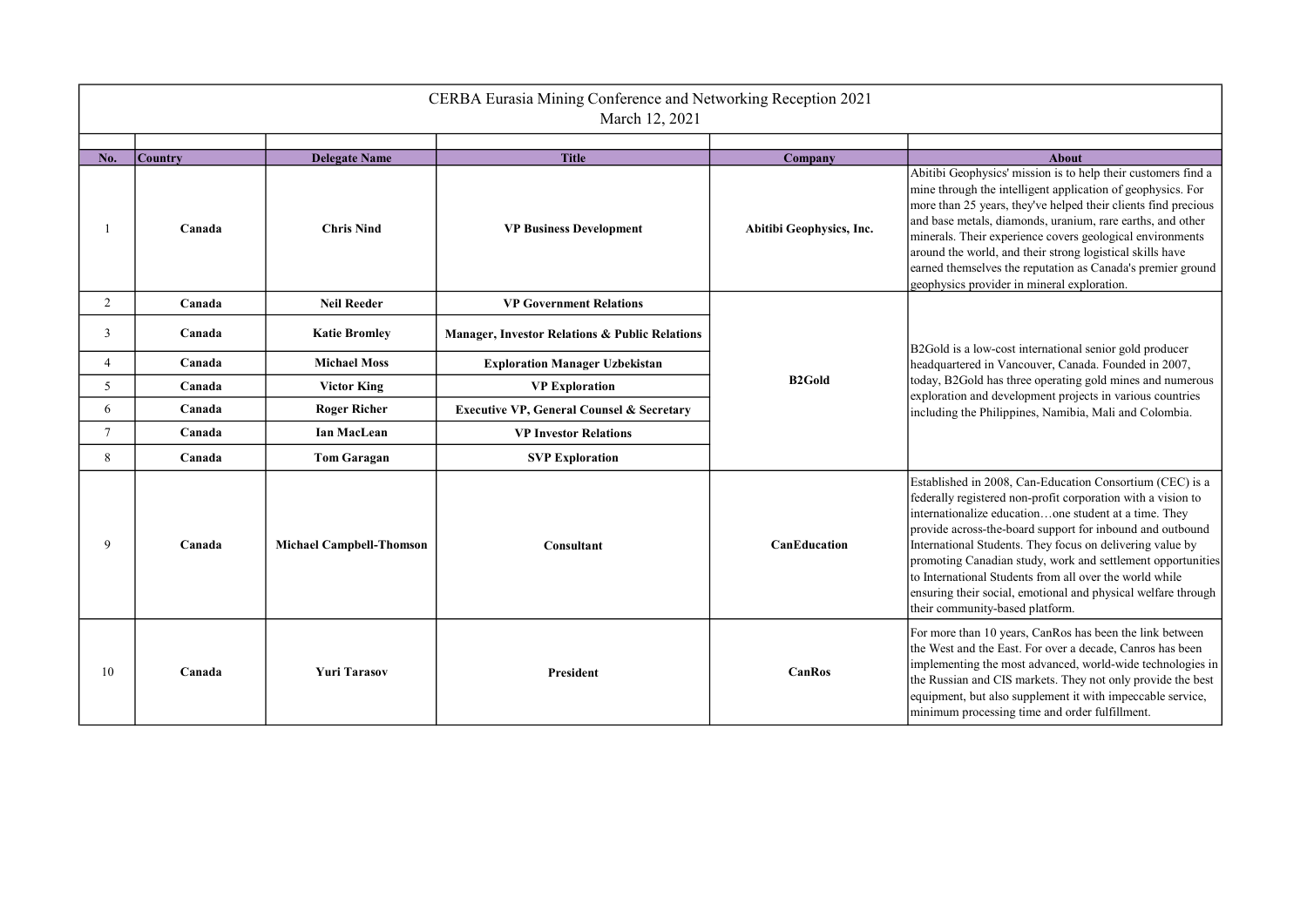# CERBA Eurasia Mining Conference and Networking Reception 2021

March 12, 2021

| No. | Country | Delegate Name | Title | Company | About |
|---|---|---|---|---|---|
| 1 | Canada | Chris Nind | VP Business Development | Abitibi Geophysics, Inc. | Abitibi Geophysics' mission is to help their customers find a mine through the intelligent application of geophysics. For more than 25 years, they've helped their clients find precious and base metals, diamonds, uranium, rare earths, and other minerals. Their experience covers geological environments around the world, and their strong logistical skills have earned themselves the reputation as Canada's premier ground geophysics provider in mineral exploration. |
| 2 | Canada | Neil Reeder | VP Government Relations | B2Gold | B2Gold is a low-cost international senior gold producer headquartered in Vancouver, Canada. Founded in 2007, today, B2Gold has three operating gold mines and numerous exploration and development projects in various countries including the Philippines, Namibia, Mali and Colombia. |
| 3 | Canada | Katie Bromley | Manager, Investor Relations & Public Relations | | |
| 4 | Canada | Michael Moss | Exploration Manager Uzbekistan | | |
| 5 | Canada | Victor King | VP Exploration | | |
| 6 | Canada | Roger Richer | Executive VP, General Counsel & Secretary | | |
| 7 | Canada | Ian MacLean | VP Investor Relations | | |
| 8 | Canada | Tom Garagan | SVP Exploration | | |
| 9 | Canada | Michael Campbell-Thomson | Consultant | CanEducation | Established in 2008, Can-Education Consortium (CEC) is a federally registered non-profit corporation with a vision to internationalize education…one student at a time. They provide across-the-board support for inbound and outbound International Students. They focus on delivering value by promoting Canadian study, work and settlement opportunities to International Students from all over the world while ensuring their social, emotional and physical welfare through their community-based platform. |
| 10 | Canada | Yuri Tarasov | President | CanRos | For more than 10 years, CanRos has been the link between the West and the East. For over a decade, Canros has been implementing the most advanced, world-wide technologies in the Russian and CIS markets. They not only provide the best equipment, but also supplement it with impeccable service, minimum processing time and order fulfillment. |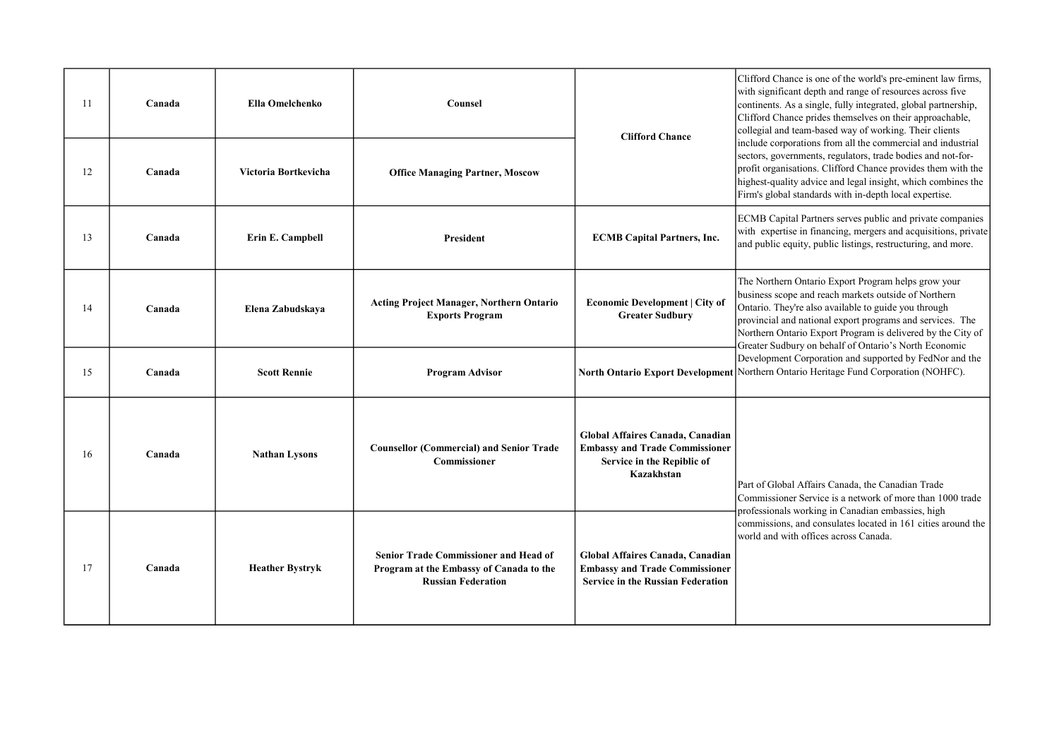| 11 | Canada | Ella Omelchenko | Counsel | Clifford Chance | Clifford Chance is one of the world's pre-eminent law firms, with significant depth and range of resources across five continents. As a single, fully integrated, global partnership, Clifford Chance prides themselves on their approachable, collegial and team-based way of working. Their clients include corporations from all the commercial and industrial sectors, governments, regulators, trade bodies and not-for-profit organisations. Clifford Chance provides them with the highest-quality advice and legal insight, which combines the Firm's global standards with in-depth local expertise. |
|---|---|---|---|---|---|
| 12 | Canada | Victoria Bortkevicha | Office Managing Partner, Moscow | | |
| 13 | Canada | Erin E. Campbell | President | ECMB Capital Partners, Inc. | ECMB Capital Partners serves public and private companies with expertise in financing, mergers and acquisitions, private and public equity, public listings, restructuring, and more. |
| 14 | Canada | Elena Zabudskaya | Acting Project Manager, Northern Ontario Exports Program | Economic Development \| City of Greater Sudbury | The Northern Ontario Export Program helps grow your business scope and reach markets outside of Northern Ontario. They're also available to guide you through provincial and national export programs and services. The Northern Ontario Export Program is delivered by the City of Greater Sudbury on behalf of Ontario's North Economic Development Corporation and supported by FedNor and the Northern Ontario Heritage Fund Corporation (NOHFC). |
| 15 | Canada | Scott Rennie | Program Advisor | North Ontario Export Development | |
| 16 | Canada | Nathan Lysons | Counsellor (Commercial) and Senior Trade Commissioner | Global Affaires Canada, Canadian Embassy and Trade Commissioner Service in the Repiblic of Kazakhstan | Part of Global Affairs Canada, the Canadian Trade Commissioner Service is a network of more than 1000 trade professionals working in Canadian embassies, high commissions, and consulates located in 161 cities around the world and with offices across Canada. |
| 17 | Canada | Heather Bystryk | Senior Trade Commissioner and Head of Program at the Embassy of Canada to the Russian Federation | Global Affaires Canada, Canadian Embassy and Trade Commissioner Service in the Russian Federation | |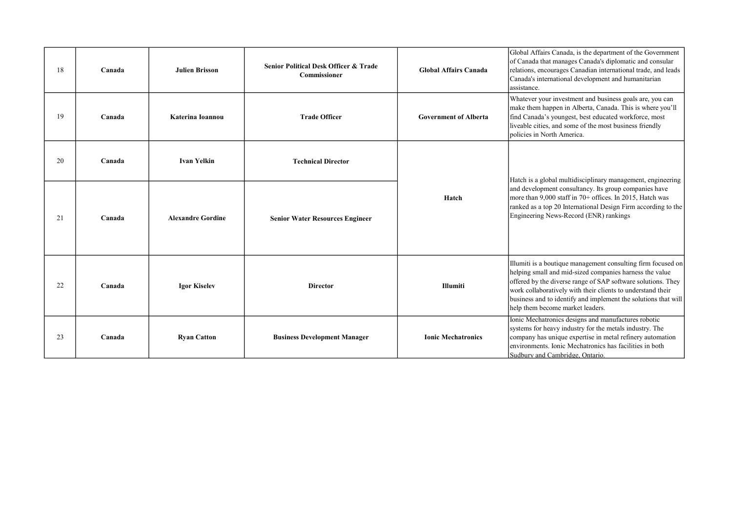| 18 | **Canada** | **Julien Brisson** | **Senior Political Desk Officer & Trade Commissioner** | **Global Affairs Canada** | Global Affairs Canada, is the department of the Government of Canada that manages Canada's diplomatic and consular relations, encourages Canadian international trade, and leads Canada's international development and humanitarian assistance. |
|---|---|---|---|---|---|
| 19 | **Canada** | **Katerina Ioannou** | **Trade Officer** | **Government of Alberta** | Whatever your investment and business goals are, you can make them happen in Alberta, Canada. This is where you'll find Canada's youngest, best educated workforce, most liveable cities, and some of the most business friendly policies in North America. |
| 20 | **Canada** | **Ivan Yelkin** | **Technical Director** | **Hatch** | Hatch is a global multidisciplinary management, engineering and development consultancy. Its group companies have more than 9,000 staff in 70+ offices. In 2015, Hatch was ranked as a top 20 International Design Firm according to the Engineering News-Record (ENR) rankings |
| 21 | **Canada** | **Alexandre Gordine** | **Senior Water Resources Engineer** | | |
| 22 | **Canada** | **Igor Kiselev** | **Director** | **Illumiti** | Illumiti is a boutique management consulting firm focused on helping small and mid-sized companies harness the value offered by the diverse range of SAP software solutions. They work collaboratively with their clients to understand their business and to identify and implement the solutions that will help them become market leaders. |
| 23 | **Canada** | **Ryan Catton** | **Business Development Manager** | **Ionic Mechatronics** | Ionic Mechatronics designs and manufactures robotic systems for heavy industry for the metals industry. The company has unique expertise in metal refinery automation environments. Ionic Mechatronics has facilities in both Sudbury and Cambridge, Ontario. |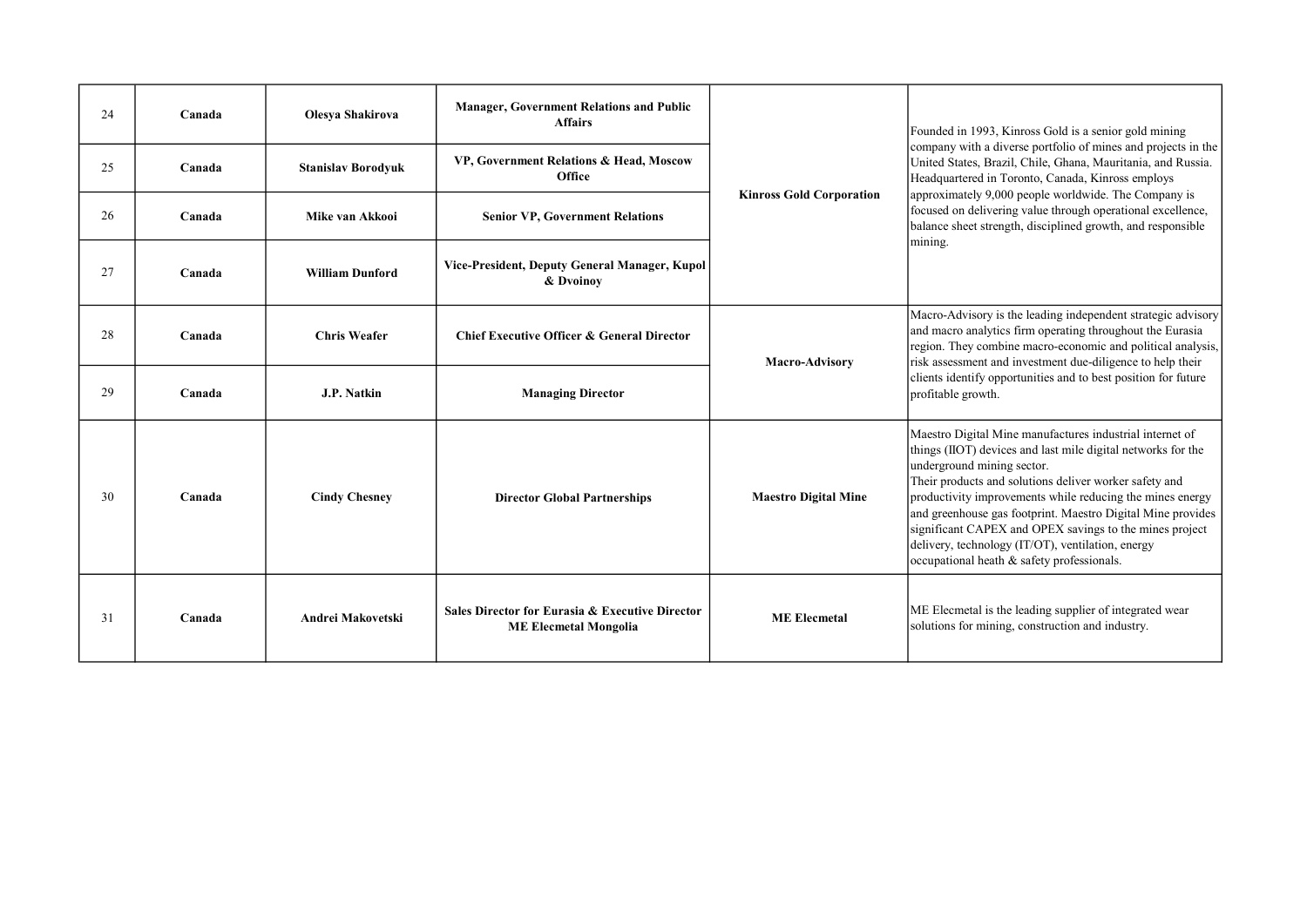| 24 | Canada | Olesya Shakirova | Manager, Government Relations and Public Affairs | Kinross Gold Corporation | Founded in 1993, Kinross Gold is a senior gold mining company with a diverse portfolio of mines and projects in the United States, Brazil, Chile, Ghana, Mauritania, and Russia. Headquartered in Toronto, Canada, Kinross employs approximately 9,000 people worldwide. The Company is focused on delivering value through operational excellence, balance sheet strength, disciplined growth, and responsible mining. |
|---|---|---|---|---|---|
| 25 | Canada | Stanislav Borodyuk | VP, Government Relations & Head, Moscow Office | | |
| 26 | Canada | Mike van Akkooi | Senior VP, Government Relations | | |
| 27 | Canada | William Dunford | Vice-President, Deputy General Manager, Kupol & Dvoinoy | | |
| 28 | Canada | Chris Weafer | Chief Executive Officer & General Director | Macro-Advisory | Macro-Advisory is the leading independent strategic advisory and macro analytics firm operating throughout the Eurasia region. They combine macro-economic and political analysis, risk assessment and investment due-diligence to help their clients identify opportunities and to best position for future profitable growth. |
| 29 | Canada | J.P. Natkin | Managing Director | | |
| 30 | Canada | Cindy Chesney | Director Global Partnerships | Maestro Digital Mine | Maestro Digital Mine manufactures industrial internet of things (IIOT) devices and last mile digital networks for the underground mining sector.<br>Their products and solutions deliver worker safety and productivity improvements while reducing the mines energy and greenhouse gas footprint. Maestro Digital Mine provides significant CAPEX and OPEX savings to the mines project delivery, technology (IT/OT), ventilation, energy occupational heath & safety professionals. |
| 31 | Canada | Andrei Makovetski | Sales Director for Eurasia & Executive Director ME Elecmetal Mongolia | ME Elecmetal | ME Elecmetal is the leading supplier of integrated wear solutions for mining, construction and industry. |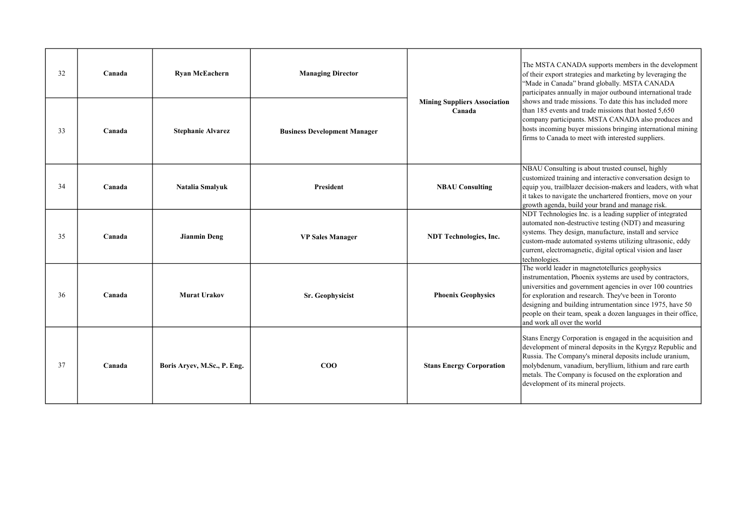| 32 | **Canada** | **Ryan McEachern** | **Managing Director** | **Mining Suppliers Association Canada** | The MSTA CANADA supports members in the development of their export strategies and marketing by leveraging the "Made in Canada" brand globally. MSTA CANADA participates annually in major outbound international trade shows and trade missions. To date this has included more than 185 events and trade missions that hosted 5,650 company participants. MSTA CANADA also produces and hosts incoming buyer missions bringing international mining firms to Canada to meet with interested suppliers. |
|---|---|---|---|---|---|
| 33 | **Canada** | **Stephanie Alvarez** | **Business Development Manager** | | |
| 34 | **Canada** | **Natalia Smalyuk** | **President** | **NBAU Consulting** | NBAU Consulting is about trusted counsel, highly customized training and interactive conversation design to equip you, trailblazer decision-makers and leaders, with what it takes to navigate the unchartered frontiers, move on your growth agenda, build your brand and manage risk. |
| 35 | **Canada** | **Jianmin Deng** | **VP Sales Manager** | **NDT Technologies, Inc.** | NDT Technologies Inc. is a leading supplier of integrated automated non-destructive testing (NDT) and measuring systems. They design, manufacture, install and service custom-made automated systems utilizing ultrasonic, eddy current, electromagnetic, digital optical vision and laser technologies. |
| 36 | **Canada** | **Murat Urakov** | **Sr. Geophysicist** | **Phoenix Geophysics** | The world leader in magnetotellurics geophysics instrumentation, Phoenix systems are used by contractors, universities and government agencies in over 100 countries for exploration and research. They've been in Toronto designing and building intrumentation since 1975, have 50 people on their team, speak a dozen languages in their office, and work all over the world |
| 37 | **Canada** | **Boris Aryev, M.Sc., P. Eng.** | **COO** | **Stans Energy Corporation** | Stans Energy Corporation is engaged in the acquisition and development of mineral deposits in the Kyrgyz Republic and Russia. The Company's mineral deposits include uranium, molybdenum, vanadium, beryllium, lithium and rare earth metals. The Company is focused on the exploration and development of its mineral projects. |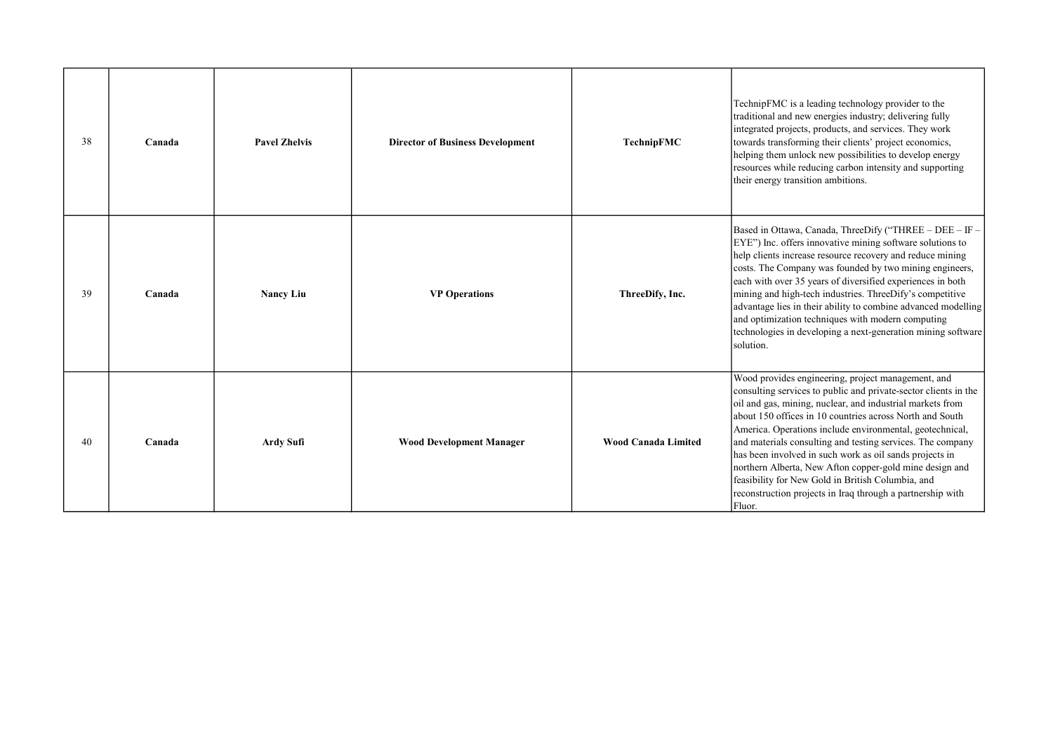| 38 | **Canada** | **Pavel Zhelvis** | **Director of Business Development** | **TechnipFMC** | TechnipFMC is a leading technology provider to the traditional and new energies industry; delivering fully integrated projects, products, and services. They work towards transforming their clients' project economics, helping them unlock new possibilities to develop energy resources while reducing carbon intensity and supporting their energy transition ambitions. |
|---|---|---|---|---|---|
| 39 | **Canada** | **Nancy Liu** | **VP Operations** | **ThreeDify, Inc.** | Based in Ottawa, Canada, ThreeDify ("THREE – DEE – IF – EYE") Inc. offers innovative mining software solutions to help clients increase resource recovery and reduce mining costs. The Company was founded by two mining engineers, each with over 35 years of diversified experiences in both mining and high-tech industries. ThreeDify's competitive advantage lies in their ability to combine advanced modelling and optimization techniques with modern computing technologies in developing a next-generation mining software solution. |
| 40 | **Canada** | **Ardy Sufi** | **Wood Development Manager** | **Wood Canada Limited** | Wood provides engineering, project management, and consulting services to public and private-sector clients in the oil and gas, mining, nuclear, and industrial markets from about 150 offices in 10 countries across North and South America. Operations include environmental, geotechnical, and materials consulting and testing services. The company has been involved in such work as oil sands projects in northern Alberta, New Afton copper-gold mine design and feasibility for New Gold in British Columbia, and reconstruction projects in Iraq through a partnership with Fluor. |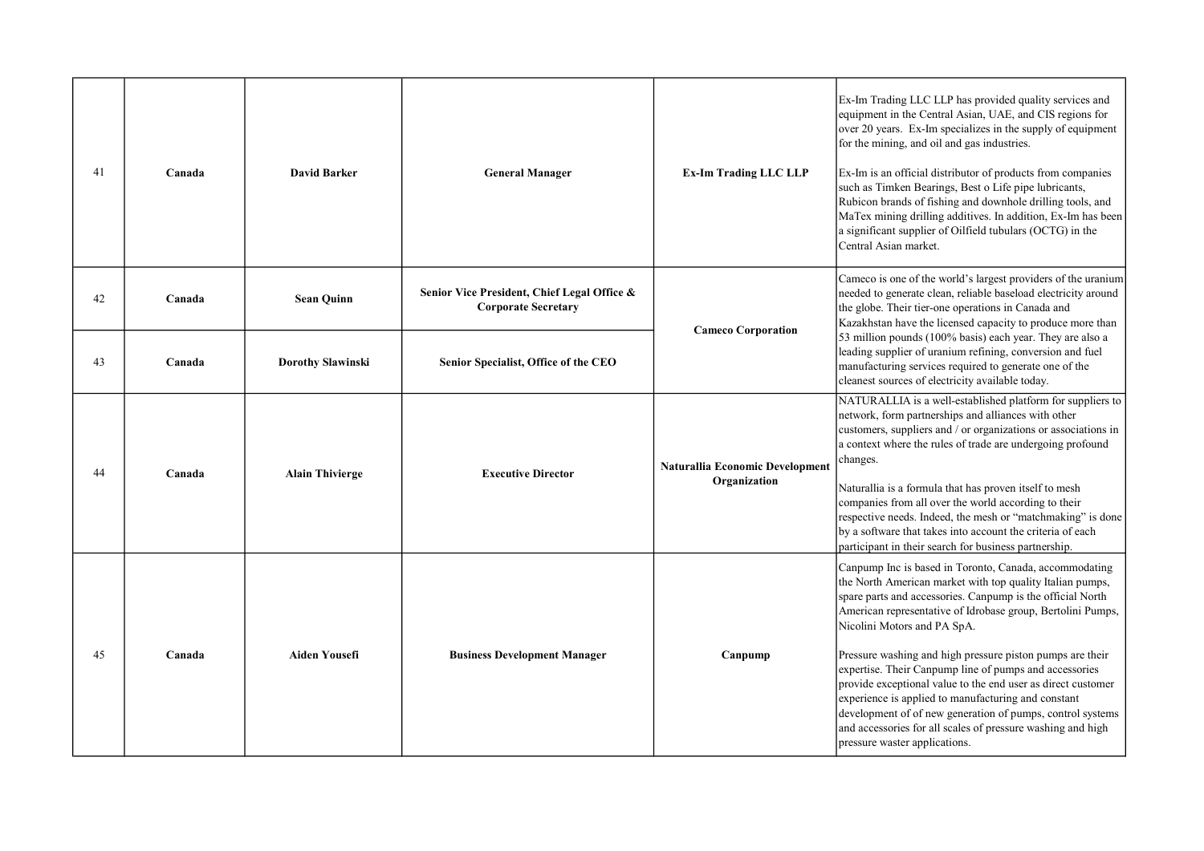| 41 | Canada | David Barker | General Manager | Ex-Im Trading LLC LLP | Ex-Im Trading LLC LLP has provided quality services and equipment in the Central Asian, UAE, and CIS regions for over 20 years. Ex-Im specializes in the supply of equipment for the mining, and oil and gas industries.<br><br>Ex-Im is an official distributor of products from companies such as Timken Bearings, Best o Life pipe lubricants, Rubicon brands of fishing and downhole drilling tools, and MaTex mining drilling additives. In addition, Ex-Im has been a significant supplier of Oilfield tubulars (OCTG) in the Central Asian market. |
|---|---|---|---|---|---|
| 42 | Canada | Sean Quinn | Senior Vice President, Chief Legal Office & Corporate Secretary | Cameco Corporation | Cameco is one of the world's largest providers of the uranium needed to generate clean, reliable baseload electricity around the globe. Their tier-one operations in Canada and Kazakhstan have the licensed capacity to produce more than 53 million pounds (100% basis) each year. They are also a leading supplier of uranium refining, conversion and fuel manufacturing services required to generate one of the cleanest sources of electricity available today. |
| 43 | Canada | Dorothy Slawinski | Senior Specialist, Office of the CEO | | |
| 44 | Canada | Alain Thivierge | Executive Director | Naturallia Economic Development Organization | NATURALLIA is a well-established platform for suppliers to network, form partnerships and alliances with other customers, suppliers and / or organizations or associations in a context where the rules of trade are undergoing profound changes.<br><br>Naturallia is a formula that has proven itself to mesh companies from all over the world according to their respective needs. Indeed, the mesh or "matchmaking" is done by a software that takes into account the criteria of each participant in their search for business partnership. |
| 45 | Canada | Aiden Yousefi | Business Development Manager | Canpump | Canpump Inc is based in Toronto, Canada, accommodating the North American market with top quality Italian pumps, spare parts and accessories. Canpump is the official North American representative of Idrobase group, Bertolini Pumps, Nicolini Motors and PA SpA.<br><br>Pressure washing and high pressure piston pumps are their expertise. Their Canpump line of pumps and accessories provide exceptional value to the end user as direct customer experience is applied to manufacturing and constant development of of new generation of pumps, control systems and accessories for all scales of pressure washing and high pressure waster applications. |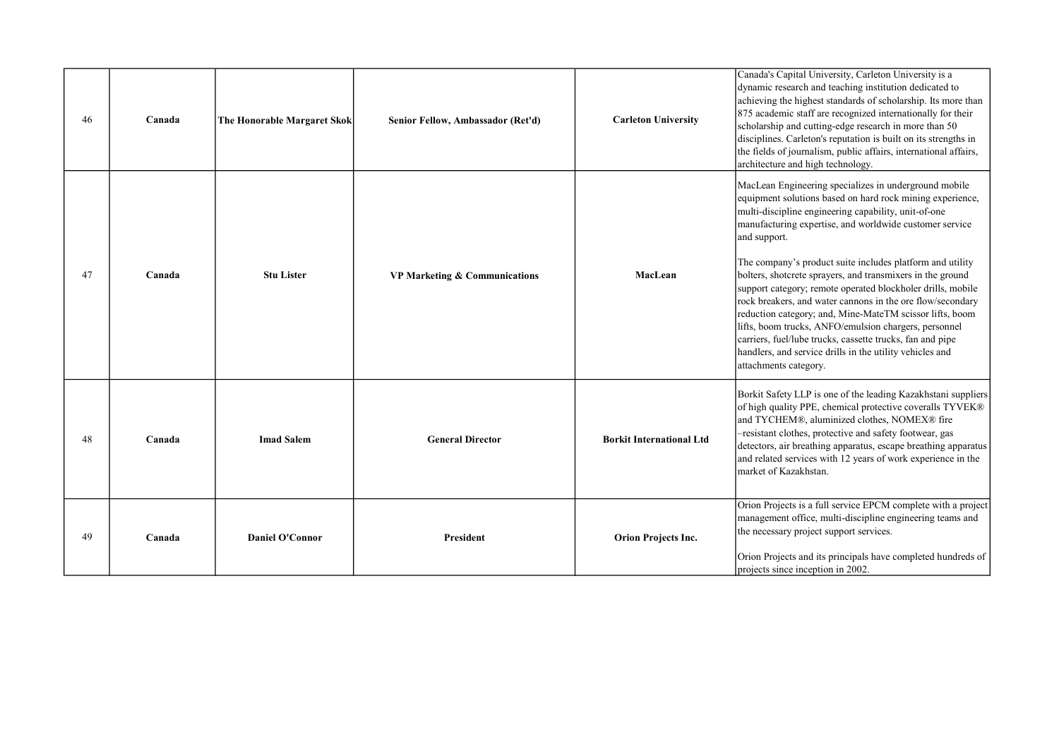| 46 | Canada | The Honorable Margaret Skok | Senior Fellow, Ambassador (Ret'd) | Carleton University | Canada's Capital University, Carleton University is a dynamic research and teaching institution dedicated to achieving the highest standards of scholarship. Its more than 875 academic staff are recognized internationally for their scholarship and cutting-edge research in more than 50 disciplines. Carleton's reputation is built on its strengths in the fields of journalism, public affairs, international affairs, architecture and high technology. |
|---|---|---|---|---|---|
| 47 | Canada | Stu Lister | VP Marketing & Communications | MacLean | MacLean Engineering specializes in underground mobile equipment solutions based on hard rock mining experience, multi-discipline engineering capability, unit-of-one manufacturing expertise, and worldwide customer service and support.<br><br>The company's product suite includes platform and utility bolters, shotcrete sprayers, and transmixers in the ground support category; remote operated blockholer drills, mobile rock breakers, and water cannons in the ore flow/secondary reduction category; and, Mine-MateTM scissor lifts, boom lifts, boom trucks, ANFO/emulsion chargers, personnel carriers, fuel/lube trucks, cassette trucks, fan and pipe handlers, and service drills in the utility vehicles and attachments category. |
| 48 | Canada | Imad Salem | General Director | Borkit International Ltd | Borkit Safety LLP is one of the leading Kazakhstani suppliers of high quality PPE, chemical protective coveralls TYVEK® and TYCHEM®, aluminized clothes, NOMEX® fire –resistant clothes, protective and safety footwear, gas detectors, air breathing apparatus, escape breathing apparatus and related services with 12 years of work experience in the market of Kazakhstan. |
| 49 | Canada | Daniel O'Connor | President | Orion Projects Inc. | Orion Projects is a full service EPCM complete with a project management office, multi-discipline engineering teams and the necessary project support services.<br><br>Orion Projects and its principals have completed hundreds of projects since inception in 2002. |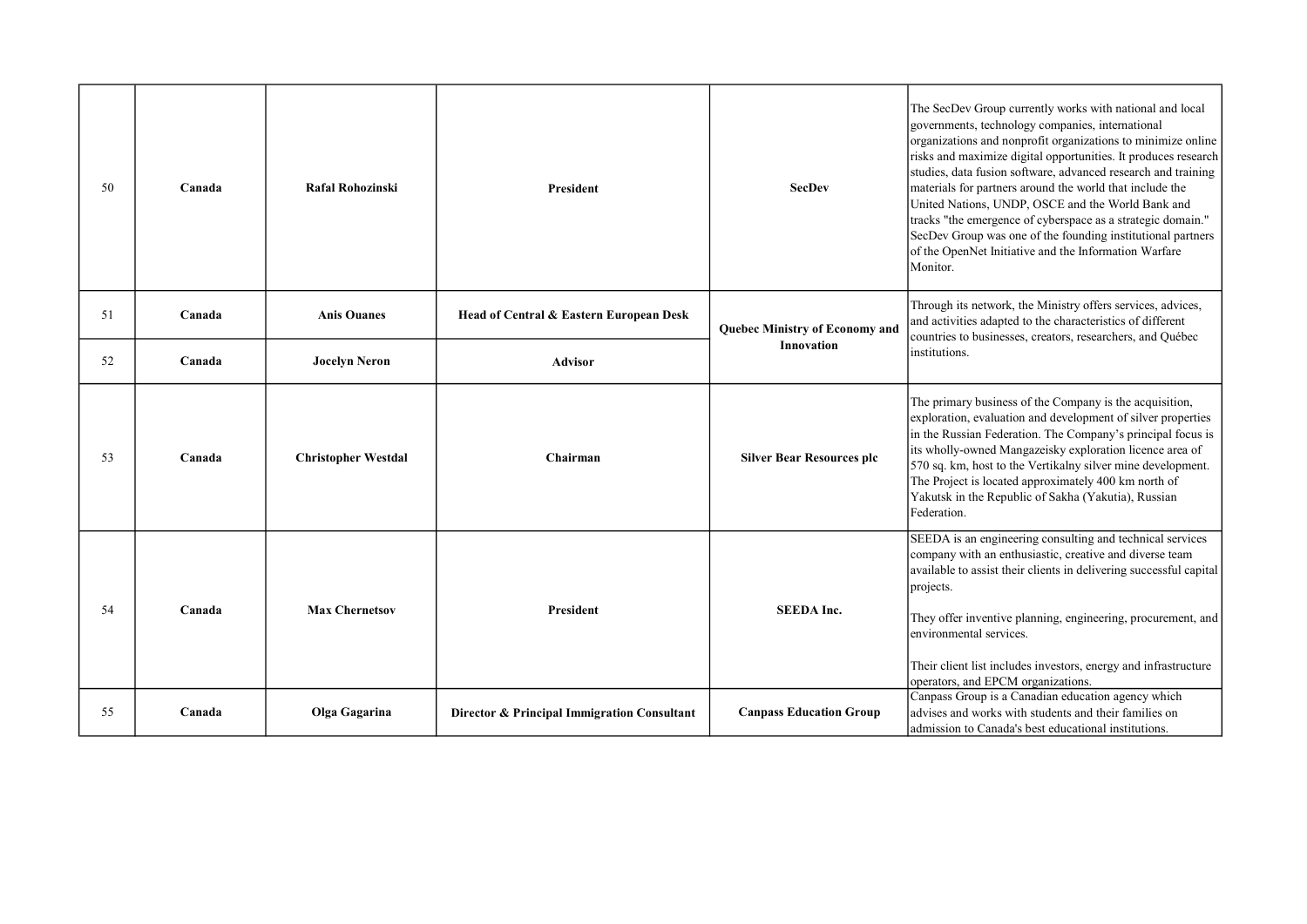| 50 | Canada | Rafal Rohozinski | President | SecDev | The SecDev Group currently works with national and local governments, technology companies, international organizations and nonprofit organizations to minimize online risks and maximize digital opportunities. It produces research studies, data fusion software, advanced research and training materials for partners around the world that include the United Nations, UNDP, OSCE and the World Bank and tracks "the emergence of cyberspace as a strategic domain." SecDev Group was one of the founding institutional partners of the OpenNet Initiative and the Information Warfare Monitor. |
|---|---|---|---|---|---|
| 51 | Canada | Anis Ouanes | Head of Central & Eastern European Desk | Quebec Ministry of Economy and Innovation | Through its network, the Ministry offers services, advices, and activities adapted to the characteristics of different countries to businesses, creators, researchers, and Québec institutions. |
| 52 | Canada | Jocelyn Neron | Advisor | | |
| 53 | Canada | Christopher Westdal | Chairman | Silver Bear Resources plc | The primary business of the Company is the acquisition, exploration, evaluation and development of silver properties in the Russian Federation. The Company's principal focus is its wholly-owned Mangazeisky exploration licence area of 570 sq. km, host to the Vertikalny silver mine development. The Project is located approximately 400 km north of Yakutsk in the Republic of Sakha (Yakutia), Russian Federation. |
| 54 | Canada | Max Chernetsov | President | SEEDA Inc. | SEEDA is an engineering consulting and technical services company with an enthusiastic, creative and diverse team available to assist their clients in delivering successful capital projects. They offer inventive planning, engineering, procurement, and environmental services. Their client list includes investors, energy and infrastructure operators, and EPCM organizations. |
| 55 | Canada | Olga Gagarina | Director & Principal Immigration Consultant | Canpass Education Group | Canpass Group is a Canadian education agency which advises and works with students and their families on admission to Canada's best educational institutions. |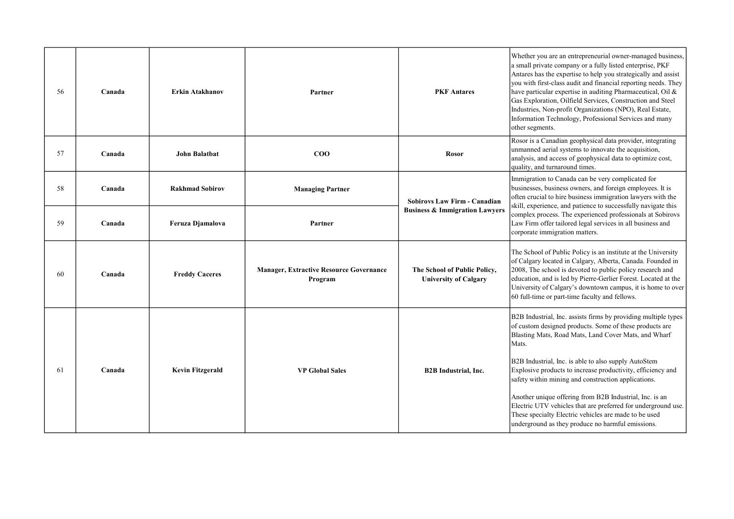| 56 | Canada | **Erkin Atakhanov** | **Partner** | **PKF Antares** | Whether you are an entrepreneurial owner-managed business, a small private company or a fully listed enterprise, PKF Antares has the expertise to help you strategically and assist you with first-class audit and financial reporting needs. They have particular expertise in auditing Pharmaceutical, Oil & Gas Exploration, Oilfield Services, Construction and Steel Industries, Non-profit Organizations (NPO), Real Estate, Information Technology, Professional Services and many other segments. |
|---|---|---|---|---|---|
| 57 | Canada | **John Balatbat** | **COO** | **Rosor** | Rosor is a Canadian geophysical data provider, integrating unmanned aerial systems to innovate the acquisition, analysis, and access of geophysical data to optimize cost, quality, and turnaround times. |
| 58 | Canada | **Rakhmad Sobirov** | **Managing Partner** | **Sobirovs Law Firm - Canadian Business & Immigration Lawyers** | Immigration to Canada can be very complicated for businesses, business owners, and foreign employees. It is often crucial to hire business immigration lawyers with the skill, experience, and patience to successfully navigate this complex process. The experienced professionals at Sobirovs Law Firm offer tailored legal services in all business and corporate immigration matters. |
| 59 | Canada | **Feruza Djamalova** | **Partner** | | |
| 60 | Canada | **Freddy Caceres** | **Manager, Extractive Resource Governance Program** | **The School of Public Policy, University of Calgary** | The School of Public Policy is an institute at the University of Calgary located in Calgary, Alberta, Canada. Founded in 2008, The school is devoted to public policy research and education, and is led by Pierre-Gerlier Forest. Located at the University of Calgary's downtown campus, it is home to over 60 full-time or part-time faculty and fellows. |
| 61 | Canada | **Kevin Fitzgerald** | **VP Global Sales** | **B2B Industrial, Inc.** | B2B Industrial, Inc. assists firms by providing multiple types of custom designed products. Some of these products are Blasting Mats, Road Mats, Land Cover Mats, and Wharf Mats.<br><br>B2B Industrial, Inc. is able to also supply AutoStem Explosive products to increase productivity, efficiency and safety within mining and construction applications.<br><br>Another unique offering from B2B Industrial, Inc. is an Electric UTV vehicles that are preferred for underground use. These specialty Electric vehicles are made to be used underground as they produce no harmful emissions. |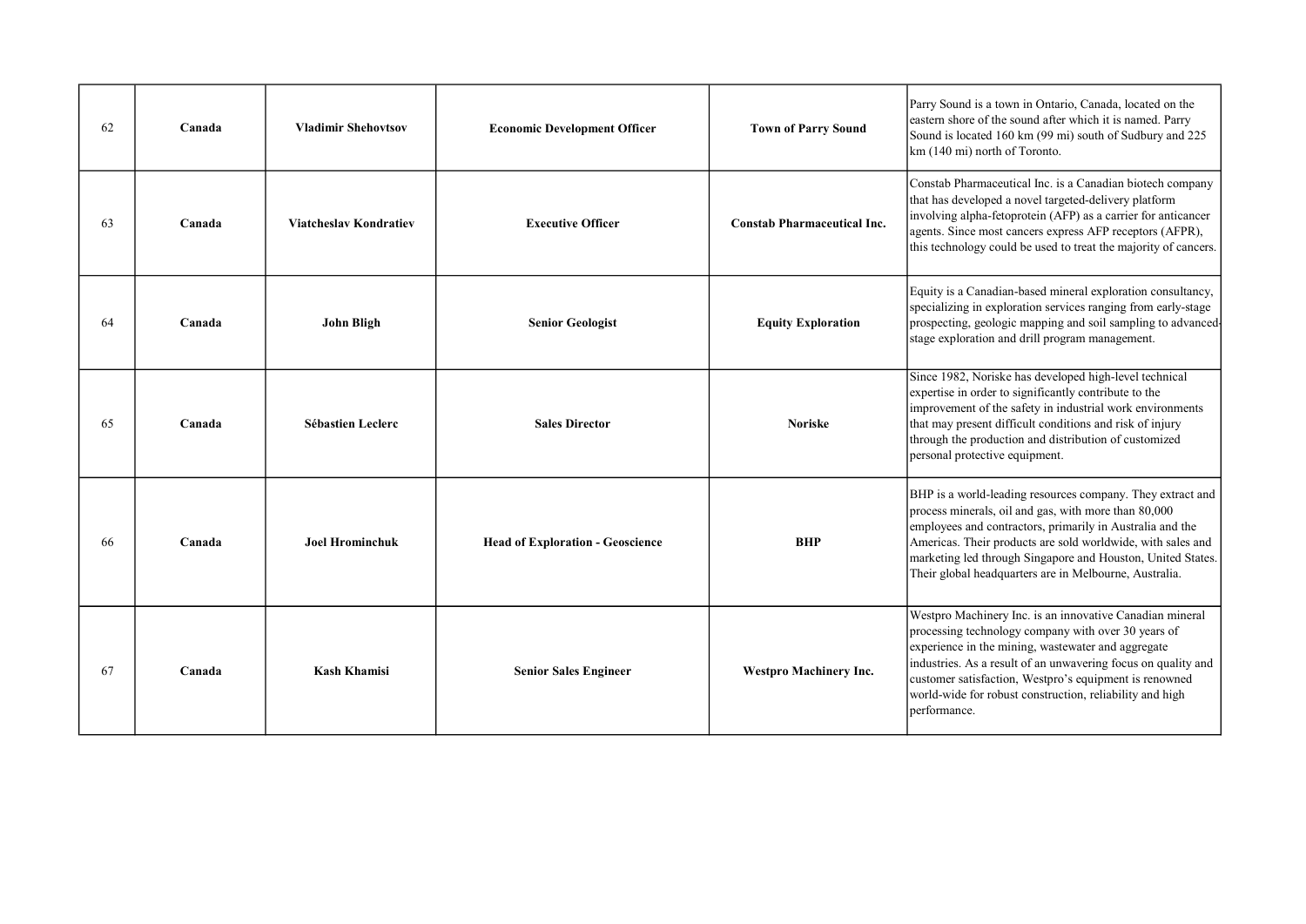| 62 | **Canada** | **Vladimir Shehovtsov** | **Economic Development Officer** | **Town of Parry Sound** | Parry Sound is a town in Ontario, Canada, located on the eastern shore of the sound after which it is named. Parry Sound is located 160 km (99 mi) south of Sudbury and 225 km (140 mi) north of Toronto. |
|---|---|---|---|---|---|
| 63 | **Canada** | **Viatcheslav Kondratiev** | **Executive Officer** | **Constab Pharmaceutical Inc.** | Constab Pharmaceutical Inc. is a Canadian biotech company that has developed a novel targeted-delivery platform involving alpha-fetoprotein (AFP) as a carrier for anticancer agents. Since most cancers express AFP receptors (AFPR), this technology could be used to treat the majority of cancers. |
| 64 | **Canada** | **John Bligh** | **Senior Geologist** | **Equity Exploration** | Equity is a Canadian-based mineral exploration consultancy, specializing in exploration services ranging from early-stage prospecting, geologic mapping and soil sampling to advanced-stage exploration and drill program management. |
| 65 | **Canada** | **Sébastien Leclerc** | **Sales Director** | **Noriske** | Since 1982, Noriske has developed high-level technical expertise in order to significantly contribute to the improvement of the safety in industrial work environments that may present difficult conditions and risk of injury through the production and distribution of customized personal protective equipment. |
| 66 | **Canada** | **Joel Hrominchuk** | **Head of Exploration - Geoscience** | **BHP** | BHP is a world-leading resources company. They extract and process minerals, oil and gas, with more than 80,000 employees and contractors, primarily in Australia and the Americas. Their products are sold worldwide, with sales and marketing led through Singapore and Houston, United States. Their global headquarters are in Melbourne, Australia. |
| 67 | **Canada** | **Kash Khamisi** | **Senior Sales Engineer** | **Westpro Machinery Inc.** | Westpro Machinery Inc. is an innovative Canadian mineral processing technology company with over 30 years of experience in the mining, wastewater and aggregate industries. As a result of an unwavering focus on quality and customer satisfaction, Westpro's equipment is renowned world-wide for robust construction, reliability and high performance. |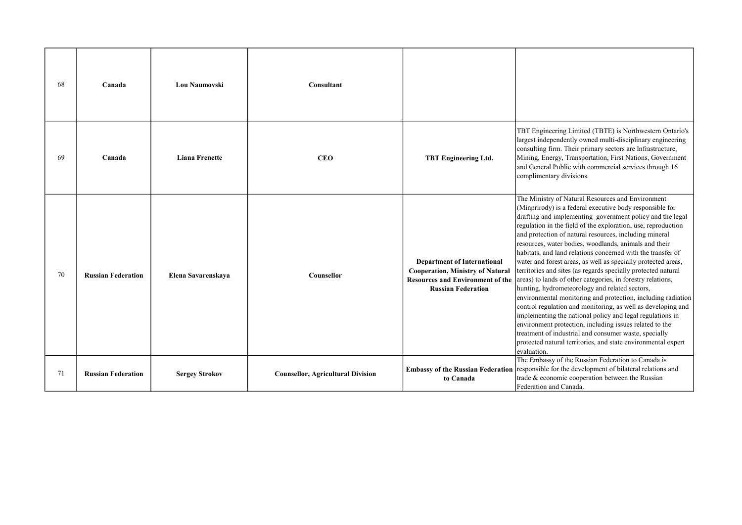| | | | | | |
|---|---|---|---|---|---|
| 68 | **Canada** | **Lou Naumovski** | **Consultant** | | |
| 69 | **Canada** | **Liana Frenette** | **CEO** | **TBT Engineering Ltd.** | TBT Engineering Limited (TBTE) is Northwestern Ontario's largest independently owned multi-disciplinary engineering consulting firm. Their primary sectors are Infrastructure, Mining, Energy, Transportation, First Nations, Government and General Public with commercial services through 16 complimentary divisions. |
| 70 | **Russian Federation** | **Elena Savarenskaya** | **Counsellor** | **Department of International Cooperation, Ministry of Natural Resources and Environment of the Russian Federation** | The Ministry of Natural Resources and Environment (Minprirody) is a federal executive body responsible for drafting and implementing government policy and the legal regulation in the field of the exploration, use, reproduction and protection of natural resources, including mineral resources, water bodies, woodlands, animals and their habitats, and land relations concerned with the transfer of water and forest areas, as well as specially protected areas, territories and sites (as regards specially protected natural areas) to lands of other categories, in forestry relations, hunting, hydrometeorology and related sectors, environmental monitoring and protection, including radiation control regulation and monitoring, as well as developing and implementing the national policy and legal regulations in environment protection, including issues related to the treatment of industrial and consumer waste, specially protected natural territories, and state environmental expert evaluation. |
| 71 | **Russian Federation** | **Sergey Strokov** | **Counsellor, Agricultural Division** | **Embassy of the Russian Federation to Canada** | The Embassy of the Russian Federation to Canada is responsible for the development of bilateral relations and trade & economic cooperation between the Russian Federation and Canada. |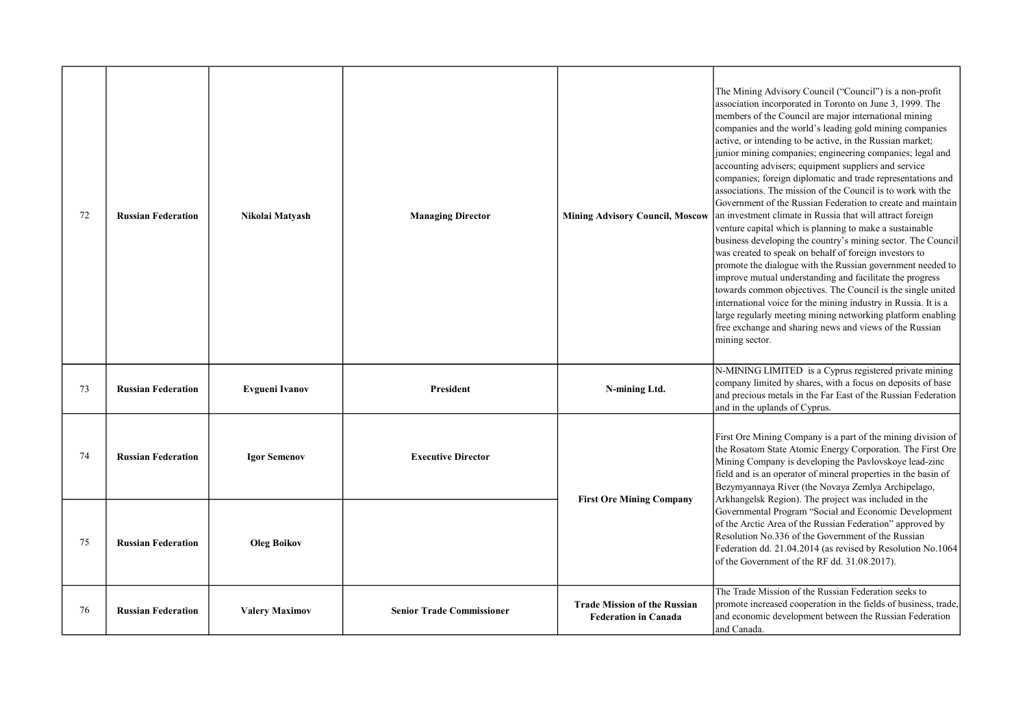| | | | | | |
|---|---|---|---|---|---|
| 72 | **Russian Federation** | **Nikolai Matyash** | **Managing Director** | **Mining Advisory Council, Moscow** | The Mining Advisory Council ("Council") is a non-profit association incorporated in Toronto on June 3, 1999. The members of the Council are major international mining companies and the world's leading gold mining companies active, or intending to be active, in the Russian market; junior mining companies; engineering companies; legal and accounting advisers; equipment suppliers and service companies; foreign diplomatic and trade representations and associations. The mission of the Council is to work with the Government of the Russian Federation to create and maintain an investment climate in Russia that will attract foreign venture capital which is planning to make a sustainable business developing the country's mining sector. The Council was created to speak on behalf of foreign investors to promote the dialogue with the Russian government needed to improve mutual understanding and facilitate the progress towards common objectives. The Council is the single united international voice for the mining industry in Russia. It is a large regularly meeting mining networking platform enabling free exchange and sharing news and views of the Russian mining sector. |
| 73 | **Russian Federation** | **Evgueni Ivanov** | **President** | **N-mining Ltd.** | N-MINING LIMITED is a Cyprus registered private mining company limited by shares, with a focus on deposits of base and precious metals in the Far East of the Russian Federation and in the uplands of Cyprus. |
| 74 | **Russian Federation** | **Igor Semenov** | **Executive Director** | **First Ore Mining Company** | First Ore Mining Company is a part of the mining division of the Rosatom State Atomic Energy Corporation. The First Ore Mining Company is developing the Pavlovskoye lead-zinc field and is an operator of mineral properties in the basin of Bezymyannaya River (the Novaya Zemlya Archipelago, Arkhangelsk Region). The project was included in the Governmental Program "Social and Economic Development of the Arctic Area of the Russian Federation" approved by Resolution No.336 of the Government of the Russian Federation dd. 21.04.2014 (as revised by Resolution No.1064 of the Government of the RF dd. 31.08.2017). |
| 75 | **Russian Federation** | **Oleg Boikov** | | | |
| 76 | **Russian Federation** | **Valery Maximov** | **Senior Trade Commissioner** | **Trade Mission of the Russian Federation in Canada** | The Trade Mission of the Russian Federation seeks to promote increased cooperation in the fields of business, trade, and economic development between the Russian Federation and Canada. |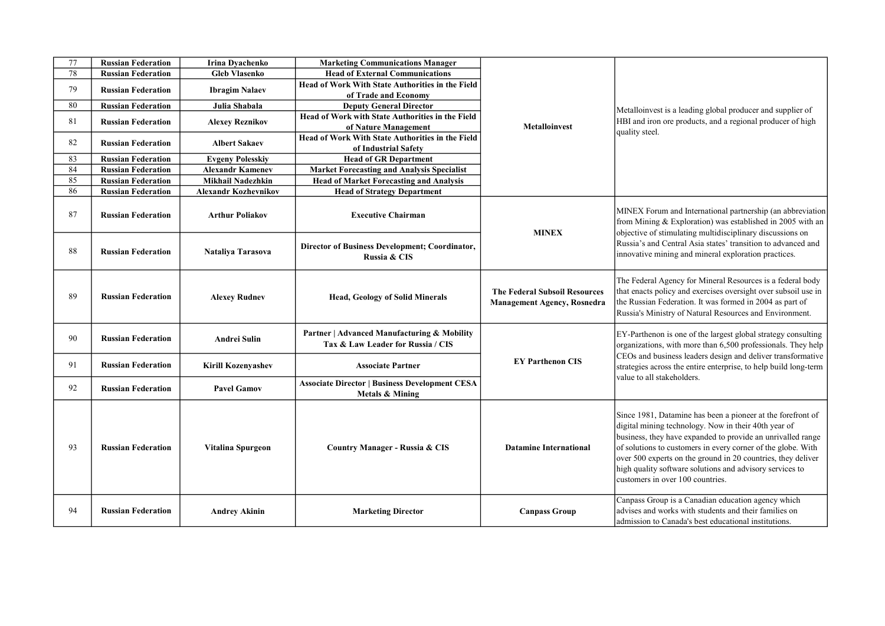| 77 | Russian Federation | Irina Dyachenko | Marketing Communications Manager | Metalloinvest | Metalloinvest is a leading global producer and supplier of HBI and iron ore products, and a regional producer of high quality steel. |
|---|---|---|---|---|---|
| 78 | Russian Federation | Gleb Vlasenko | Head of External Communications | | |
| 79 | Russian Federation | Ibragim Nalaev | Head of Work With State Authorities in the Field of Trade and Economy | | |
| 80 | Russian Federation | Julia Shabala | Deputy General Director | | |
| 81 | Russian Federation | Alexey Reznikov | Head of Work with State Authorities in the Field of Nature Management | | |
| 82 | Russian Federation | Albert Sakaev | Head of Work With State Authorities in the Field of Industrial Safety | | |
| 83 | Russian Federation | Evgeny Polesskiy | Head of GR Department | | |
| 84 | Russian Federation | Alexandr Kamenev | Market Forecasting and Analysis Specialist | | |
| 85 | Russian Federation | Mikhail Nadezhkin | Head of Market Forecasting and Analysis | | |
| 86 | Russian Federation | Alexandr Kozhevnikov | Head of Strategy Department | | |
| 87 | Russian Federation | Arthur Poliakov | Executive Chairman | MINEX | MINEX Forum and International partnership (an abbreviation from Mining & Exploration) was established in 2005 with an objective of stimulating multidisciplinary discussions on Russia's and Central Asia states' transition to advanced and innovative mining and mineral exploration practices. |
| 88 | Russian Federation | Nataliya Tarasova | Director of Business Development; Coordinator, Russia & CIS | | |
| 89 | Russian Federation | Alexey Rudnev | Head, Geology of Solid Minerals | The Federal Subsoil Resources Management Agency, Rosnedra | The Federal Agency for Mineral Resources is a federal body that enacts policy and exercises oversight over subsoil use in the Russian Federation. It was formed in 2004 as part of Russia's Ministry of Natural Resources and Environment. |
| 90 | Russian Federation | Andrei Sulin | Partner \| Advanced Manufacturing & Mobility Tax & Law Leader for Russia / CIS | EY Parthenon CIS | EY-Parthenon is one of the largest global strategy consulting organizations, with more than 6,500 professionals. They help CEOs and business leaders design and deliver transformative strategies across the entire enterprise, to help build long-term value to all stakeholders. |
| 91 | Russian Federation | Kirill Kozenyashev | Associate Partner | | |
| 92 | Russian Federation | Pavel Gamov | Associate Director \| Business Development CESA Metals & Mining | | |
| 93 | Russian Federation | Vitalina Spurgeon | Country Manager - Russia & CIS | Datamine International | Since 1981, Datamine has been a pioneer at the forefront of digital mining technology. Now in their 40th year of business, they have expanded to provide an unrivalled range of solutions to customers in every corner of the globe. With over 500 experts on the ground in 20 countries, they deliver high quality software solutions and advisory services to customers in over 100 countries. |
| 94 | Russian Federation | Andrey Akinin | Marketing Director | Canpass Group | Canpass Group is a Canadian education agency which advises and works with students and their families on admission to Canada's best educational institutions. |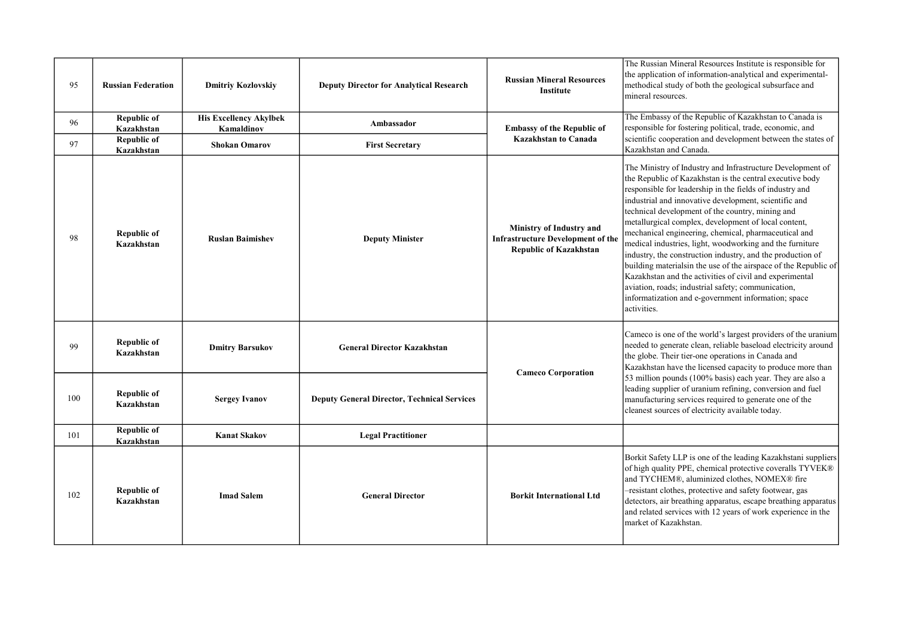| 95 | Russian Federation | Dmitriy Kozlovskiy | Deputy Director for Analytical Research | Russian Mineral Resources Institute | The Russian Mineral Resources Institute is responsible for the application of information-analytical and experimental-methodical study of both the geological subsurface and mineral resources. |
|---|---|---|---|---|---|
| 96 | Republic of Kazakhstan | His Excellency Akylbek Kamaldinov | Ambassador | Embassy of the Republic of Kazakhstan to Canada | The Embassy of the Republic of Kazakhstan to Canada is responsible for fostering political, trade, economic, and scientific cooperation and development between the states of Kazakhstan and Canada. |
| 97 | Republic of Kazakhstan | Shokan Omarov | First Secretary | | |
| 98 | Republic of Kazakhstan | Ruslan Baimishev | Deputy Minister | Ministry of Industry and Infrastructure Development of the Republic of Kazakhstan | The Ministry of Industry and Infrastructure Development of the Republic of Kazakhstan is the central executive body responsible for leadership in the fields of industry and industrial and innovative development, scientific and technical development of the country, mining and metallurgical complex, development of local content, mechanical engineering, chemical, pharmaceutical and medical industries, light, woodworking and the furniture industry, the construction industry, and the production of building materialsin the use of the airspace of the Republic of Kazakhstan and the activities of civil and experimental aviation, roads; industrial safety; communication, informatization and e-government information; space activities. |
| 99 | Republic of Kazakhstan | Dmitry Barsukov | General Director Kazakhstan | Cameco Corporation | Cameco is one of the world's largest providers of the uranium needed to generate clean, reliable baseload electricity around the globe. Their tier-one operations in Canada and Kazakhstan have the licensed capacity to produce more than 53 million pounds (100% basis) each year. They are also a leading supplier of uranium refining, conversion and fuel manufacturing services required to generate one of the cleanest sources of electricity available today. |
| 100 | Republic of Kazakhstan | Sergey Ivanov | Deputy General Director, Technical Services | | |
| 101 | Republic of Kazakhstan | Kanat Skakov | Legal Practitioner | | |
| 102 | Republic of Kazakhstan | Imad Salem | General Director | Borkit International Ltd | Borkit Safety LLP is one of the leading Kazakhstani suppliers of high quality PPE, chemical protective coveralls TYVEK® and TYCHEM®, aluminized clothes, NOMEX® fire –resistant clothes, protective and safety footwear, gas detectors, air breathing apparatus, escape breathing apparatus and related services with 12 years of work experience in the market of Kazakhstan. |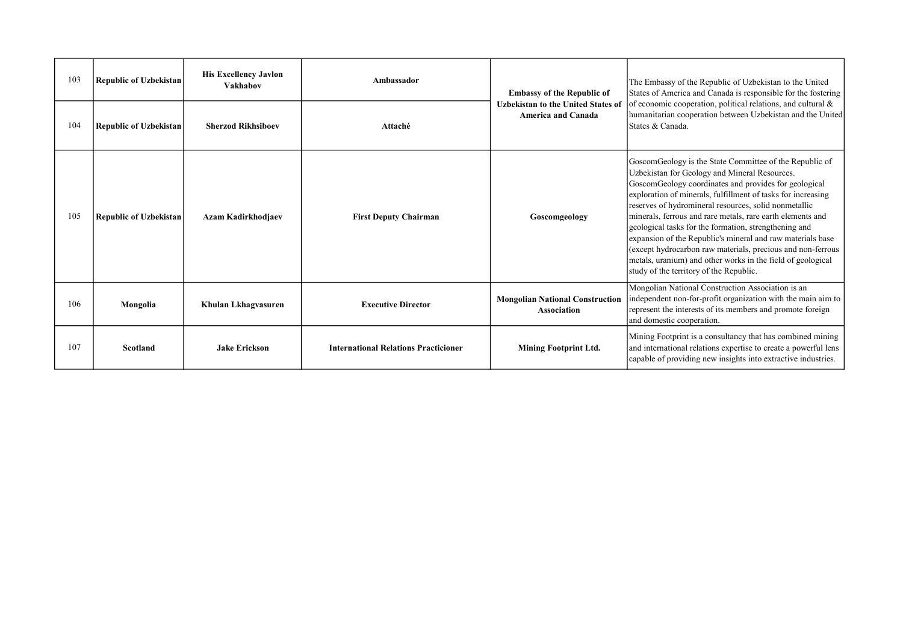| | | | | | |
|---|---|---|---|---|---|
| 103 | **Republic of Uzbekistan** | **His Excellency Javlon Vakhabov** | **Ambassador** | **Embassy of the Republic of Uzbekistan to the United States of America and Canada** | The Embassy of the Republic of Uzbekistan to the United States of America and Canada is responsible for the fostering of economic cooperation, political relations, and cultural & humanitarian cooperation between Uzbekistan and the United States & Canada. |
| 104 | **Republic of Uzbekistan** | **Sherzod Rikhsiboev** | **Attaché** | | |
| 105 | **Republic of Uzbekistan** | **Azam Kadirkhodjaev** | **First Deputy Chairman** | **Goscomgeology** | GoscomGeology is the State Committee of the Republic of Uzbekistan for Geology and Mineral Resources. GoscomGeology coordinates and provides for geological exploration of minerals, fulfillment of tasks for increasing reserves of hydromineral resources, solid nonmetallic minerals, ferrous and rare metals, rare earth elements and geological tasks for the formation, strengthening and expansion of the Republic's mineral and raw materials base (except hydrocarbon raw materials, precious and non-ferrous metals, uranium) and other works in the field of geological study of the territory of the Republic. |
| 106 | **Mongolia** | **Khulan Lkhagvasuren** | **Executive Director** | **Mongolian National Construction Association** | Mongolian National Construction Association is an independent non-for-profit organization with the main aim to represent the interests of its members and promote foreign and domestic cooperation. |
| 107 | **Scotland** | **Jake Erickson** | **International Relations Practicioner** | **Mining Footprint Ltd.** | Mining Footprint is a consultancy that has combined mining and international relations expertise to create a powerful lens capable of providing new insights into extractive industries. |